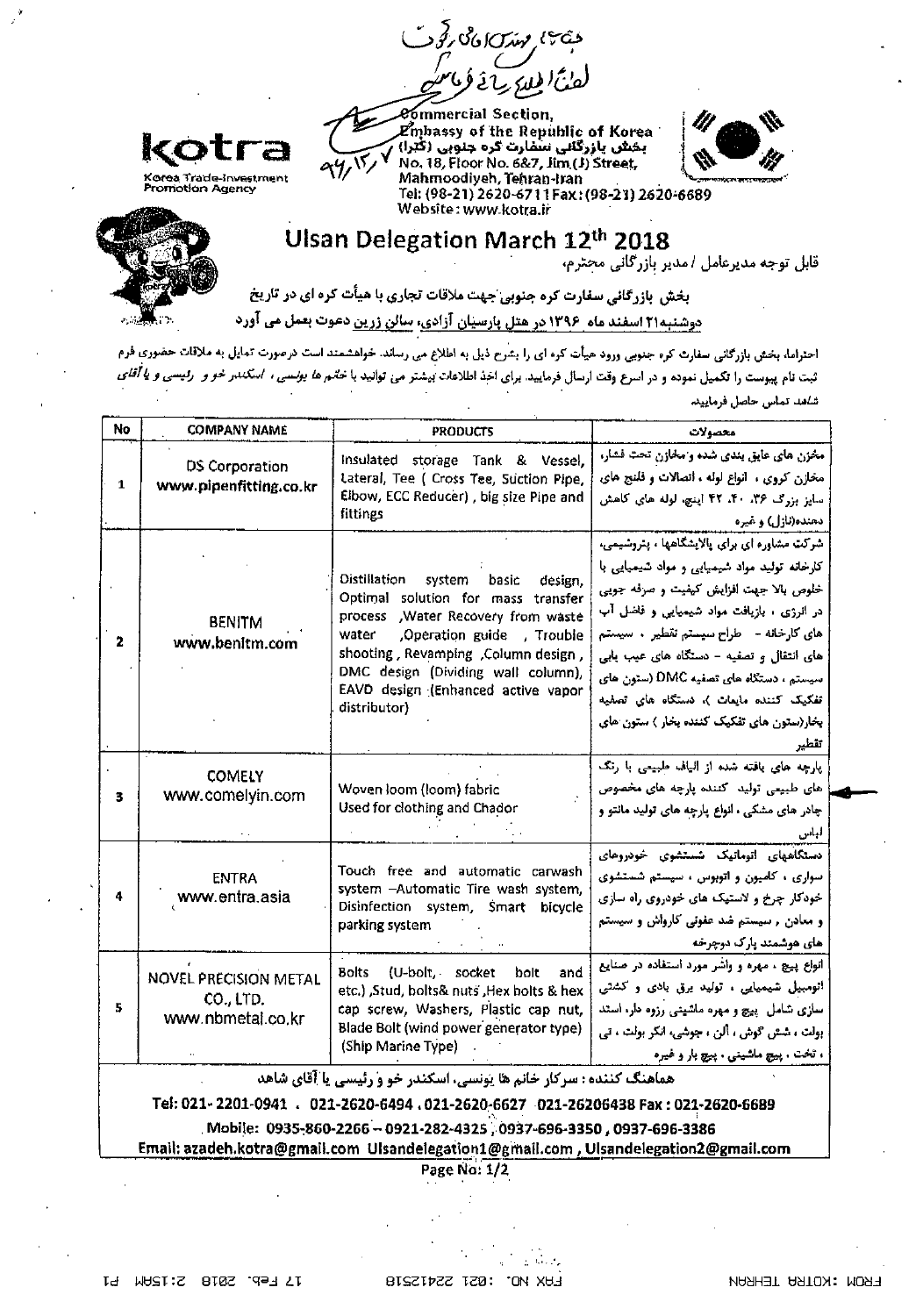kotra

Korea Trade-Investment Promotion Agency

Commercial Section,
Embassy of the Republic of Korea
بخش بازرگانی سفارت کره جنوبی (کترا)
No. 18, Floor No. 6&7, Jim (J) Street,
Mahmoodiyeh, Tehran-Iran
Tel: (98-21) 2620-6711 Fax: (98-21) 2620-6689
Website: www.kotra.ir

# Ulsan Delegation March 12th 2018

قابل توجه مدیرعامل / مدیر بازرگانی محترم،

**بخش بازرگانی سفارت کره جنوبی جهت ملاقات تجاری با هیأت کره ای در تاریخ دوشنبه ۲۱ اسفند ماه ۱۳۹۶ در هتل پارسیان آزادی، سالن زرین دعوت بعمل می آورد**

احتراما، بخش بازرگانی سفارت کره جنوبی ورود هیأت کره ای را بشرح ذیل به اطلاع می رساند. خواهشمند است درصورت تمایل به ملاقات حضوری فرم ثبت نام پیوست را تکمیل نموده و در اسرع وقت ارسال فرمایید. برای اخذ اطلاعات بیشتر می توانید با خانم ها یونسی، اسکندر خو و رئیسی و یا آقای شاهد تماس حاصل فرمایید.

| No | COMPANY NAME | PRODUCTS | محصولات |
|---|---|---|---|
| 1 | DS Corporation www.pipenfitting.co.kr | Insulated storage Tank & Vessel, Lateral, Tee ( Cross Tee, Suction Pipe, Elbow, ECC Reducer) , big size Pipe and fittings | مخزن های عایق بندی شده و مخازن تحت فشار، مخازن کروی ، انواع لوله ، اتصالات و فلنج های سایز بزرگ ۳۶، ۴۰، ۴۲ اینچ، لوله های کاهش دهنده(نازل) و غیره |
| 2 | BENITM www.benitm.com | Distillation system basic design, Optimal solution for mass transfer process ,Water Recovery from waste water ,Operation guide , Trouble shooting , Revamping ,Column design , DMC design (Dividing wall column), EAVD design (Enhanced active vapor distributor) | شرکت مشاوره ای برای پالایشگاهها ، پتروشیمی، کارخانه تولید مواد شیمیایی و مواد شیمیایی با خلوص بالا جهت افزایش کیفیت و صرفه جویی در انرژی ، بازیافت مواد شیمیایی و فاضل آب های کارخانه - طراح سیستم تقطیر ، سیستم های انتقال و تصفیه - دستگاه های عیب یابی سیستم ، دستگاه های تصفیه DMC (ستون های تفکیک کننده مایعات )، دستگاه های تصفیه بخار(ستون های تفکیک کننده بخار ) ستون های تقطیر |
| 3 | COMELY www.comelyin.com | Woven loom (loom) fabric Used for clothing and Chador | پارچه های بافته شده از الیاف طبیعی با رنگ های طبیعی تولید کننده پارچه های مخصوص چادر های مشکی ، انواع پارچه های تولید مانتو و لباس |
| 4 | ENTRA www.entra.asia | Touch free and automatic carwash system –Automatic Tire wash system, Disinfection system, Smart bicycle parking system | دستگاههای اتوماتیک شستشوی خودروهای سواری ، کامیون و اتوبوس ، سیستم شستشوی خودکار چرخ و لاستیک های خودروی راه سازی و معادن ، سیستم ضد عفونی کارواش و سیستم های هوشمند پارک دوچرخه |
| 5 | NOVEL PRECISION METAL CO., LTD. www.nbmetal.co.kr | Bolts (U-bolt, socket bolt and etc.) ,Stud, bolts& nuts ,Hex bolts & hex cap screw, Washers, Plastic cap nut, Blade Bolt (wind power generator type) (Ship Marine Type) | انواع پیچ ، مهره و واشر مورد استفاده در صنایع اتومبیل شیمیایی ، تولید برق بادی و کشتی سازی شامل پیچ و مهره ماشینی رزوه دار، استد بولت ، شش گوش ، آلن ، جوشی، انکر بولت ، تی ، تخت ، پیچ ماشینی ، پیچ بار و غیره |

هماهنگ کننده : سرکار خانم ها یونسی، اسکندر خو و رئیسی یا آقای شاهد

Tel: 021- 2201-0941 , 021-2620-6494 , 021-2620-6627 021-26206438 Fax : 021-2620-6689

Mobile: 0935-860-2266 – 0921-282-4325 , 0937-696-3350 , 0937-696-3386

Email: azadeh.kotra@gmail.com Ulsandelegation1@gmail.com , Ulsandelegation2@gmail.com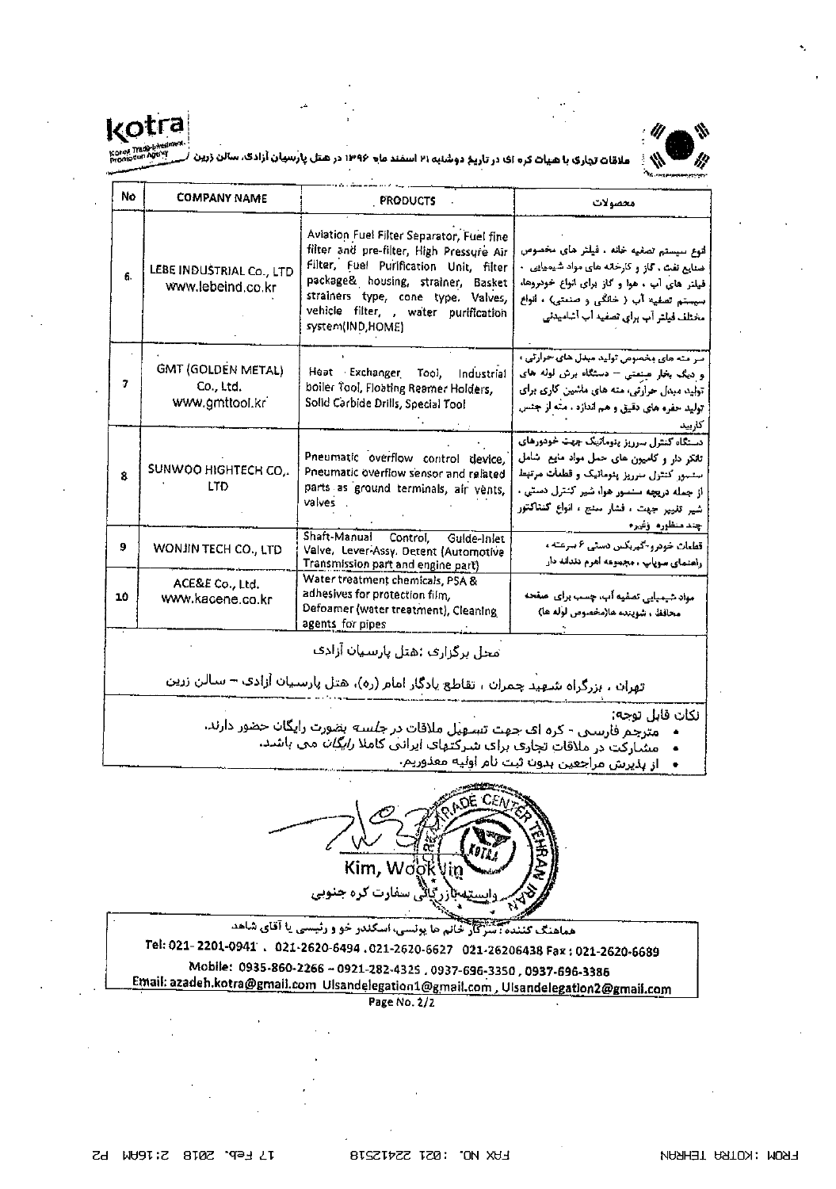kotra

Korea Trade-Investment Promotion Agency

ملاقات تجاری با هیات کره ای در تاریخ دوشنبه ۲۱ اسفند ماه ۱۳۹۶ در هتل پارسیان آزادی، سالن زرین

| No | COMPANY NAME | PRODUCTS | محصولات |
|---|---|---|---|
| 6 | LEBE INDUSTRIAL Co., LTD www.lebeind.co.kr | Aviation Fuel Filter Separator, Fuel fine filter and pre-filter, High Pressure Air Filter, Fuel Purification Unit, filter package& housing, strainer, Basket strainers type, cone type. Valves, vehicle filter, , water purification system(IND,HOME) | انوع سیستم تصفیه خانه ، فیلتر های مخصوص صنایع نفت ، گاز و کارخانه های مواد شیمیایی ، فیلتر های آب ، هوا و گاز برای انواع خودروها، سیستم تصفیه آب ( خانگی و صنعتی) ، انواع مختلف فیلتر آب برای تصفیه آب آشامیدنی |
| 7 | GMT (GOLDEN METAL) Co., Ltd. www.gmttool.kr | Heat Exchanger Tool, Industrial boiler Tool, Floating Reamer Holders, Solid Carbide Drills, Special Tool | سر مته های مخصوص تولید مبدل های حرارتی ، و دیگ بخار صنعتی – دستگاه برش لوله های تولید مبدل حرارتی، مته های ماشین کاری برای تولید حفره های دقیق و هم اندازه ، مته از جنس کاربید |
| 8 | SUNWOO HIGHTECH CO,. LTD | Pneumatic overflow control device, Pneumatic overflow sensor and related parts as ground terminals, air vents, valves | دستگاه کنترل سرریز پنوماتیک جهت خودروهای تانکر دار و کامیون های حمل مواد مایع شامل سنسور کنترل سرریز پنوماتیک و قطعات مرتبط از جمله دریچه سنسور هوا، شیر کنترل دستی ، شیر تغییر جهت ، فشار سنج ، انواع کنتاکتور چند منظوره وغیره |
| 9 | WONJIN TECH CO., LTD | Shaft-Manual Control, Guide-Inlet Valve, Lever-Assy, Detent (Automotive Transmission part and engine part) | قطعات خودرو-گیربکس دستی ۶ سرعته ، راهنمای سوپاپ ، مجموعه اهرم دندانه دار |
| 10 | ACE&E Co., Ltd. www.kacene.co.kr | Water treatment chemicals, PSA & adhesives for protection film, Defoamer (water treatment), Cleaning agents for pipes | مواد شیمیایی تصفیه آب، چسب برای صفحه محافظ ، شوینده ها(مخصوص لوله ها) |

محل برگزاری :هتل پارسیان آزادی

تهران ، بزرگراه شهید چمران ، تقاطع یادگار امام (ره)، هتل پارسیان آزادی – سالن زرین

نکات قابل توجه:

- مترجم فارسی - کره ای جهت تسهیل ملاقات در *جلسه* بصورت رایگان حضور دارند.
- مشارکت در ملاقات تجاری برای شرکتهای ایرانی کاملا *رایگان* می باشد.
- از پذیرش مراجعین بدون ثبت نام اولیه معذوریم.

Kim, Wook Jin

وابسته بازرگانی سفارت کره جنوبی

هماهنگ کننده: سرکار خانم ها یونسی، اسکندر خو و رئیسی یا آقای شاهد

Tel: 021- 2201-0941 , 021-2620-6494 ,021-2620-6627 021-26206438 Fax : 021-2620-6689

Mobile: 0935-860-2266 – 0921-282-4325 , 0937-696-3350 , 0937-696-3386

Email: azadeh.kotra@gmail.com Ulsandelegation1@gmail.com , Ulsandelegation2@gmail.com

Page No. 2/2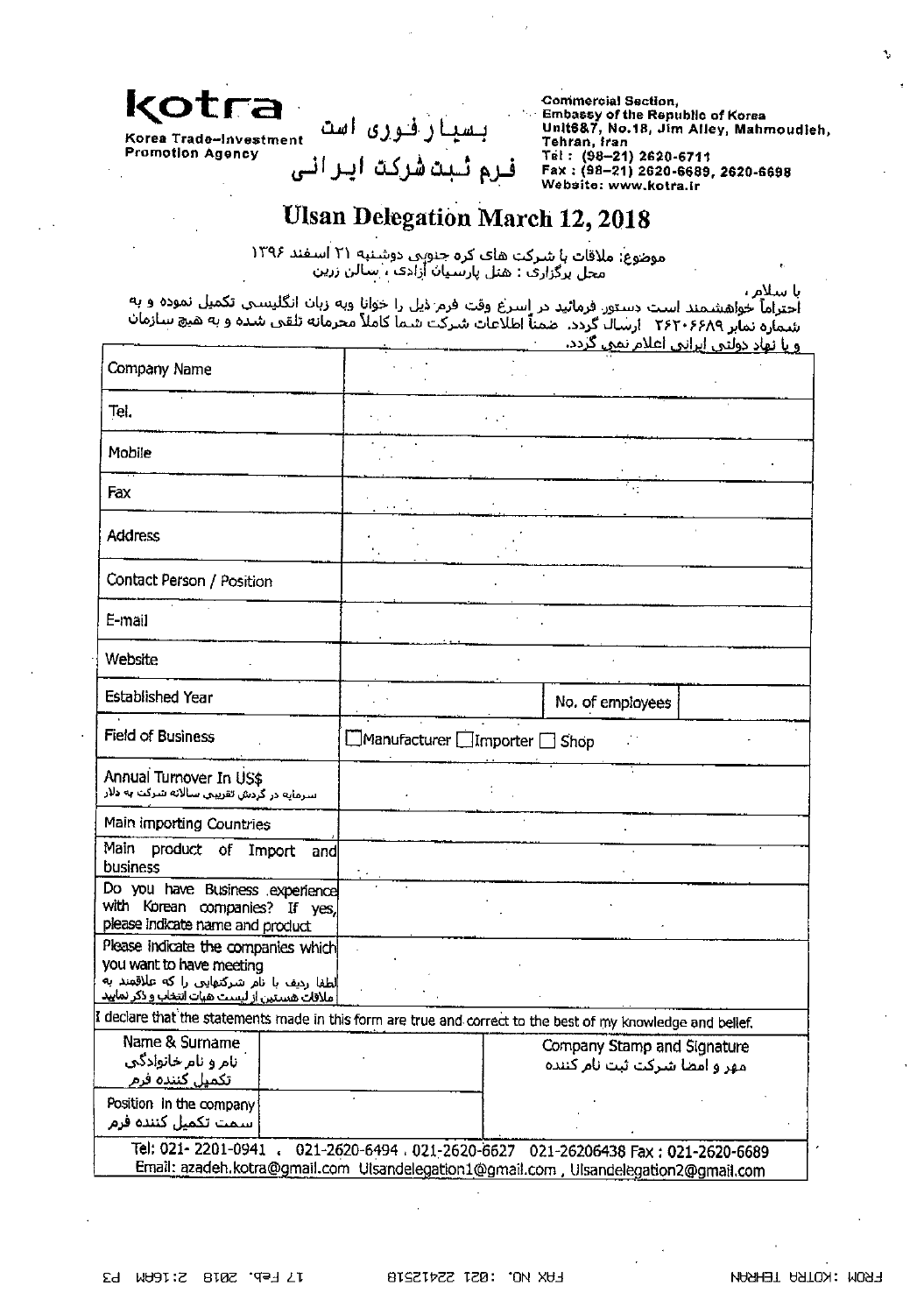**kotra**

Korea Trade-Investment Promotion Agency

بسیار فوری است

فرم ثبت شرکت ایرانی

Commercial Section,
Embassy of the Republic of Korea
Unit6&7, No.18, Jim Alley, Mahmoudieh,
Tehran, Iran
Tel : (98-21) 2620-6711
Fax : (98-21) 2620-6689, 2620-6698
Website: www.kotra.ir

# Ulsan Delegation March 12, 2018

موضوع: ملاقات با شرکت های کره جنوبی دوشنبه ۲۱ اسفند ۱۳۹۶
محل برگزاری : هتل پارسیان آزادی ، سالن زرین

با سلام،
احتراماً خواهشمند است دستور فرمائید در اسرع وقت فرم ذیل را خوانا وبه زبان انگلیسی تکمیل نموده و به شماره نمابر ۲۶۲۰۶۶۸۹ ارسال گردد. ضمناً اطلاعات شرکت شما کاملاً محرمانه تلقی شده و به هیچ سازمان و یا نهاد دولتی ایرانی اعلام نمی گردد.

| Field | | | |
|---|---|---|---|
| Company Name | | | |
| Tel. | | | |
| Mobile | | | |
| Fax | | | |
| Address | | | |
| Contact Person / Position | | | |
| E-mail | | | |
| Website | | | |
| Established Year | | No. of employees | |
| Field of Business | ☐Manufacturer ☐Importer ☐ Shop | | |
| Annual Turnover In US$ سرمایه در گردش تقریبی سالانه شرکت به دلار | | | |
| Main importing Countries | | | |
| Main product of Import and business | | | |
| Do you have Business experience with Korean companies? If yes, please indicate name and product | | | |
| Please indicate the companies which you want to have meeting لطفا ردیف با نام شرکتهایی را که علاقمند به ملاقات هستین از لیست هیات انتخاب و ذکر نمایید | | | |

I declare that the statements made in this form are true and correct to the best of my knowledge and belief.

| | | |
|---|---|---|
| Name & Surname نام و نام خانوادگی تکمیل کننده فرم | | Company Stamp and Signature مهر و امضا شرکت ثبت نام کننده |
| Position in the company سمت تکمیل کننده فرم | | |

Tel: 021- 2201-0941 , 021-2620-6494 , 021-2620-6627 021-26206438 Fax : 021-2620-6689
Email: azadeh.kotra@gmail.com Ulsandelegation1@gmail.com , Ulsandelegation2@gmail.com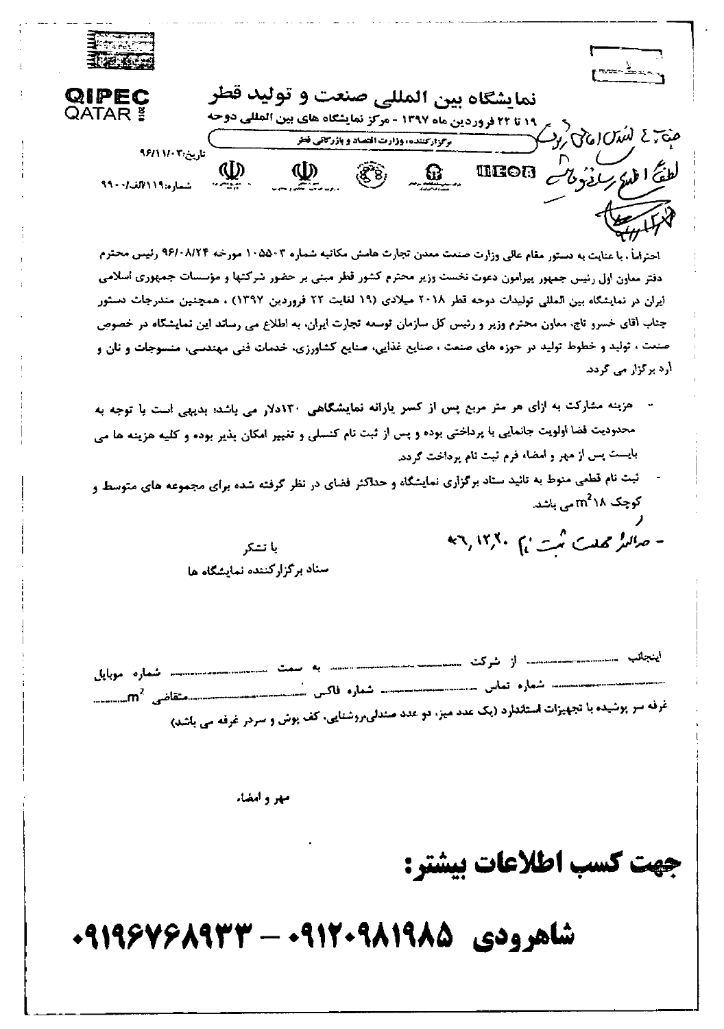QIPEC QATAR 2018

# نمایشگاه بین المللی صنعت و تولید قطر

۱۹ تا ۲۲ فروردین ماه ۱۳۹۷ - مرکز نمایشگاه های بین المللی دوحه

برگزارکننده، وزارت اقتصاد و بازرگانی قطر

تاریخ:۹۶/۱۱/۰۳

شماره:۱۱۹/الف/۹۹۰۰

احتراماً ، با عنایت به دستور مقام عالی وزارت صنعت معدن تجارت هامش مکاتبه شماره ۱۰۵۵۰۳ مورخه ۹۶/۰۸/۲۴ رئیس محترم دفتر معاون اول رئیس جمهور پیرامون دعوت نخست وزیر محترم کشور قطر مبنی بر حضور شرکتها و مؤسسات جمهوری اسلامی ایران در نمایشگاه بین المللی تولیدات دوحه قطر ۲۰۱۸ میلادی (۱۹ لغایت ۲۲ فروردین ۱۳۹۷) ، همچنین مندرجات دستور جناب آقای خسرو تاج، معاون محترم وزیر و رئیس کل سازمان توسعه تجارت ایران، به اطلاع می رساند این نمایشگاه در خصوص صنعت ، تولید و خطوط تولید در حوزه های صنعت ، صنایع غذایی، صنایع کشاورزی، خدمات فنی مهندسی، منسوجات و نان و آرد برگزار می گردد.

- هزینه مشارکت به ازای هر متر مربع پس از کسر یارانه نمایشگاهی ۱۳۰دلار می باشد؛ بدیهی است با توجه به محدودیت فضا اولویت جانمایی با پرداختی بوده و پس از ثبت نام کنسلی و تغییر امکان پذیر بوده و کلیه هزینه ها می بایست پس از مهر و امضاء فرم ثبت نام پرداخت گردد.
- ثبت نام قطعی منوط به تائید ستاد برگزاری نمایشگاه و حداکثر فضای در نظر گرفته شده برای مجموعه های متوسط و کوچک $18m^2$ می باشد.
- حداکثر مهلت ثبت نام ۹۶,۱۲,۲۰

با تشکر

ستاد برگزارکننده نمایشگاه ها

اینجانب .................. از شرکت .................. به سمت .................. شماره موبایل ..................

شماره تماس .................. شماره فاکس .................. متقاضی $m^2$..........

غرفه سر پوشیده با تجهیزات استاندارد (یک عدد میز، دو عدد صندلی،روشنایی، کف پوش و سردر غرفه می باشد)

مهر و امضاء

## جهت کسب اطلاعات بیشتر:

## شاهرودی ۰۹۱۲۰۹۸۱۹۸۵ – ۰۹۱۹۶۷۶۸۹۳۳